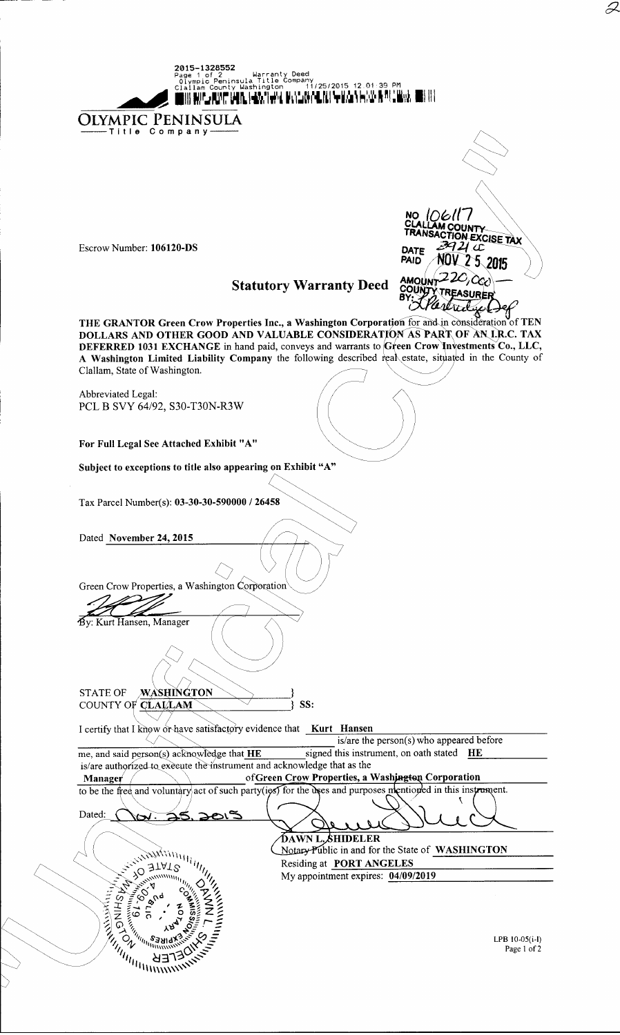2015-1328552
Page 1 of 2 Warranty Deed
Olympic Peninsula Title Company
Clallam County Washington 11/25/2015 12:01:39 PM

OLYMPIC PENINSULA
Title Company

NO 106117
CLALLAM COUNTY
TRANSACTION EXCISE TAX
DATE PAID NOV 25 2015
AMOUNT 220,000
COUNTY TREASURER
BY:

Escrow Number: **106120-DS**

## Statutory Warranty Deed

**THE GRANTOR Green Crow Properties Inc., a Washington Corporation** for and in consideration of **TEN DOLLARS AND OTHER GOOD AND VALUABLE CONSIDERATION AS PART OF AN I.R.C. TAX DEFERRED 1031 EXCHANGE** in hand paid, conveys and warrants to **Green Crow Investments Co., LLC, A Washington Limited Liability Company** the following described real estate, situated in the County of Clallam, State of Washington.

Abbreviated Legal:
PCL B SVY 64/92, S30-T30N-R3W

**For Full Legal See Attached Exhibit "A"**

**Subject to exceptions to title also appearing on Exhibit "A"**

Tax Parcel Number(s): **03-30-30-590000 / 26458**

Dated **November 24, 2015**

Green Crow Properties, a Washington Corporation

By: Kurt Hansen, Manager

STATE OF **WASHINGTON** }
COUNTY OF **CLALLAM** } SS:

I certify that I know or have satisfactory evidence that **Kurt Hansen** is/are the person(s) who appeared before me, and said person(s) acknowledge that **HE** signed this instrument, on oath stated **HE** is/are authorized to execute the instrument and acknowledge that as the **Manager** of **Green Crow Properties, a Washington Corporation** to be the free and voluntary act of such party(ies) for the uses and purposes mentioned in this instrument.

Dated: Nov. 25, 2015

**DAWN L. SHIDELER**
Notary Public in and for the State of **WASHINGTON**
Residing at **PORT ANGELES**
My appointment expires: **04/09/2019**

LPB 10-05(i-l)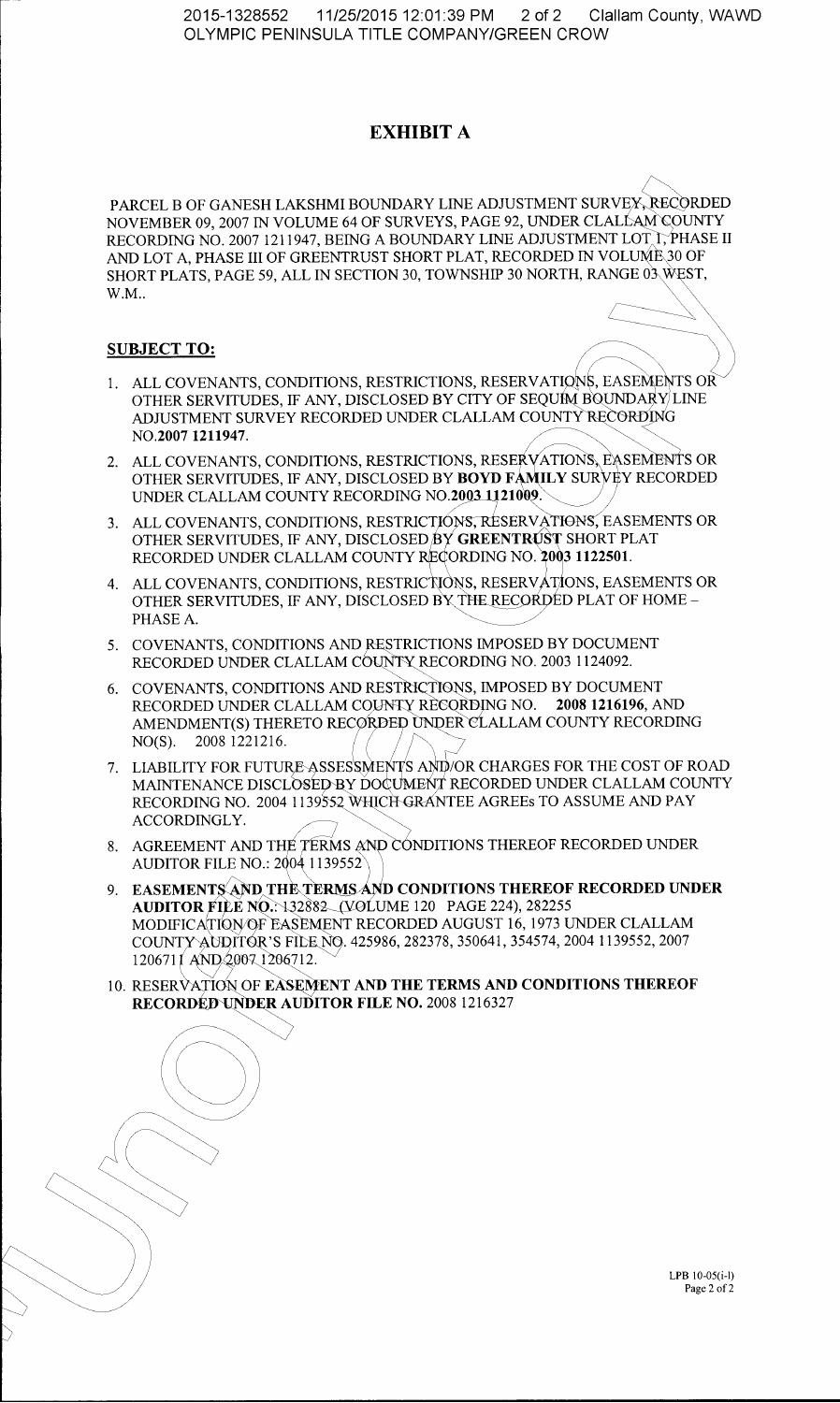# EXHIBIT A

PARCEL B OF GANESH LAKSHMI BOUNDARY LINE ADJUSTMENT SURVEY, RECORDED NOVEMBER 09, 2007 IN VOLUME 64 OF SURVEYS, PAGE 92, UNDER CLALLAM COUNTY RECORDING NO. 2007 1211947, BEING A BOUNDARY LINE ADJUSTMENT LOT 1, PHASE II AND LOT A, PHASE III OF GREENTRUST SHORT PLAT, RECORDED IN VOLUME 30 OF SHORT PLATS, PAGE 59, ALL IN SECTION 30, TOWNSHIP 30 NORTH, RANGE 03 WEST, W.M..

**SUBJECT TO:**

1. ALL COVENANTS, CONDITIONS, RESTRICTIONS, RESERVATIONS, EASEMENTS OR OTHER SERVITUDES, IF ANY, DISCLOSED BY CITY OF SEQUIM BOUNDARY LINE ADJUSTMENT SURVEY RECORDED UNDER CLALLAM COUNTY RECORDING NO.**2007 1211947**.
2. ALL COVENANTS, CONDITIONS, RESTRICTIONS, RESERVATIONS, EASEMENTS OR OTHER SERVITUDES, IF ANY, DISCLOSED BY **BOYD FAMILY** SURVEY RECORDED UNDER CLALLAM COUNTY RECORDING NO.**2003 1121009**.
3. ALL COVENANTS, CONDITIONS, RESTRICTIONS, RESERVATIONS, EASEMENTS OR OTHER SERVITUDES, IF ANY, DISCLOSED BY **GREENTRUST** SHORT PLAT RECORDED UNDER CLALLAM COUNTY RECORDING NO. **2003 1122501**.
4. ALL COVENANTS, CONDITIONS, RESTRICTIONS, RESERVATIONS, EASEMENTS OR OTHER SERVITUDES, IF ANY, DISCLOSED BY THE RECORDED PLAT OF HOME – PHASE A.
5. COVENANTS, CONDITIONS AND RESTRICTIONS IMPOSED BY DOCUMENT RECORDED UNDER CLALLAM COUNTY RECORDING NO. 2003 1124092.
6. COVENANTS, CONDITIONS AND RESTRICTIONS, IMPOSED BY DOCUMENT RECORDED UNDER CLALLAM COUNTY RECORDING NO. **2008 1216196**, AND AMENDMENT(S) THERETO RECORDED UNDER CLALLAM COUNTY RECORDING NO(S). 2008 1221216.
7. LIABILITY FOR FUTURE ASSESSMENTS AND/OR CHARGES FOR THE COST OF ROAD MAINTENANCE DISCLOSED BY DOCUMENT RECORDED UNDER CLALLAM COUNTY RECORDING NO. 2004 1139552 WHICH GRANTEE AGREEs TO ASSUME AND PAY ACCORDINGLY.
8. AGREEMENT AND THE TERMS AND CONDITIONS THEREOF RECORDED UNDER AUDITOR FILE NO.: 2004 1139552
9. **EASEMENTS AND THE TERMS AND CONDITIONS THEREOF RECORDED UNDER AUDITOR FILE NO.:** 132882 (VOLUME 120 PAGE 224), 282255 MODIFICATION OF EASEMENT RECORDED AUGUST 16, 1973 UNDER CLALLAM COUNTY AUDITOR'S FILE NO. 425986, 282378, 350641, 354574, 2004 1139552, 2007 1206711 AND 2007 1206712.
10. RESERVATION OF **EASEMENT AND THE TERMS AND CONDITIONS THEREOF RECORDED UNDER AUDITOR FILE NO.** 2008 1216327

LPB 10-05(i-l)